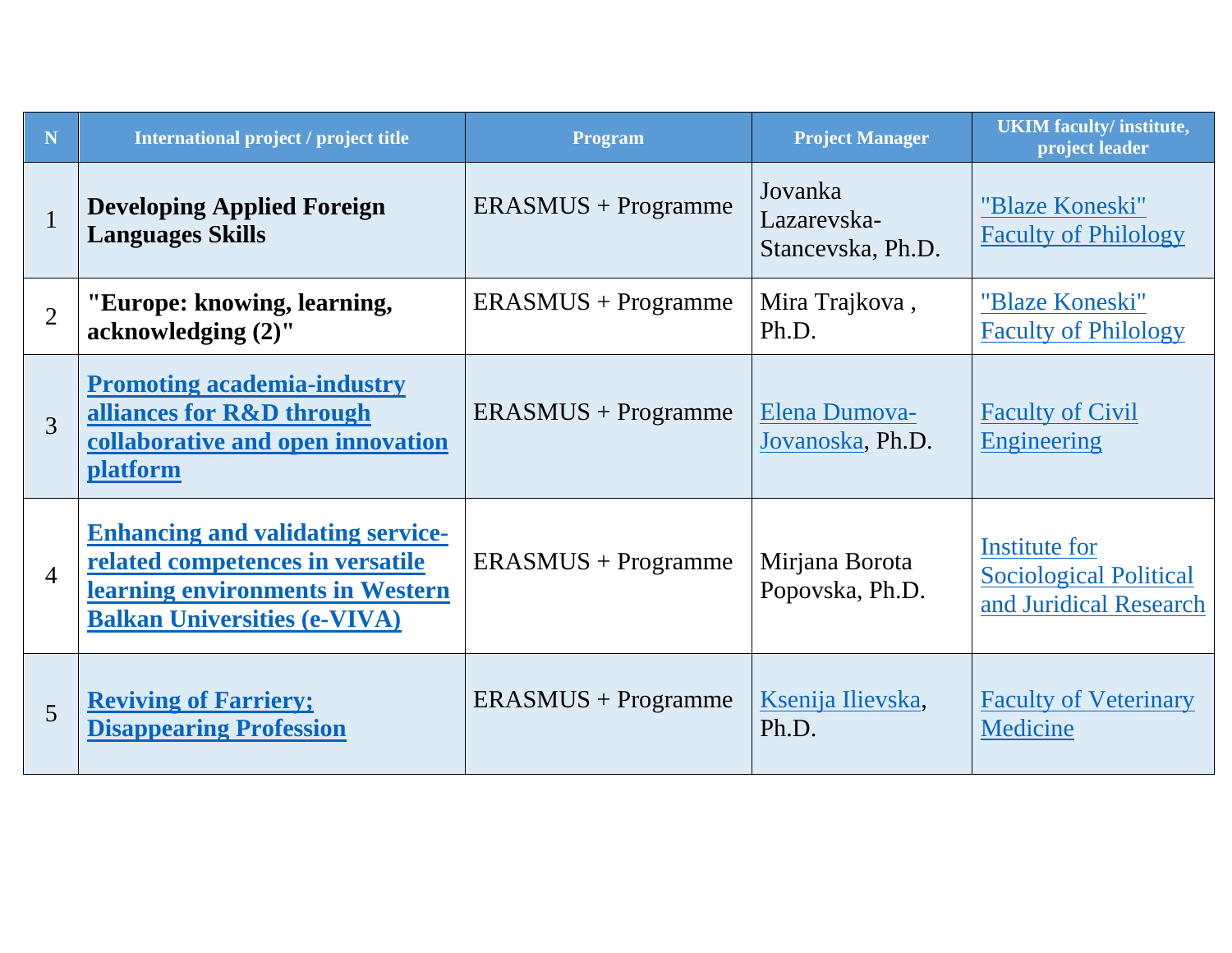| N | International project / project title | Program | Project Manager | UKIM faculty/ institute, project leader |
|---|---|---|---|---|
| 1 | **Developing Applied Foreign Languages Skills** | ERASMUS + Programme | Jovanka Lazarevska-Stancevska, Ph.D. | "Blaze Koneski" Faculty of Philology |
| 2 | **"Europe: knowing, learning, acknowledging (2)"** | ERASMUS + Programme | Mira Trajkova , Ph.D. | "Blaze Koneski" Faculty of Philology |
| 3 | **Promoting academia-industry alliances for R&D through collaborative and open innovation platform** | ERASMUS + Programme | Elena Dumova-Jovanoska, Ph.D. | Faculty of Civil Engineering |
| 4 | **Enhancing and validating service-related competences in versatile learning environments in Western Balkan Universities (e-VIVA)** | ERASMUS + Programme | Mirjana Borota Popovska, Ph.D. | Institute for Sociological Political and Juridical Research |
| 5 | **Reviving of Farriery; Disappearing Profession** | ERASMUS + Programme | Ksenija Ilievska, Ph.D. | Faculty of Veterinary Medicine |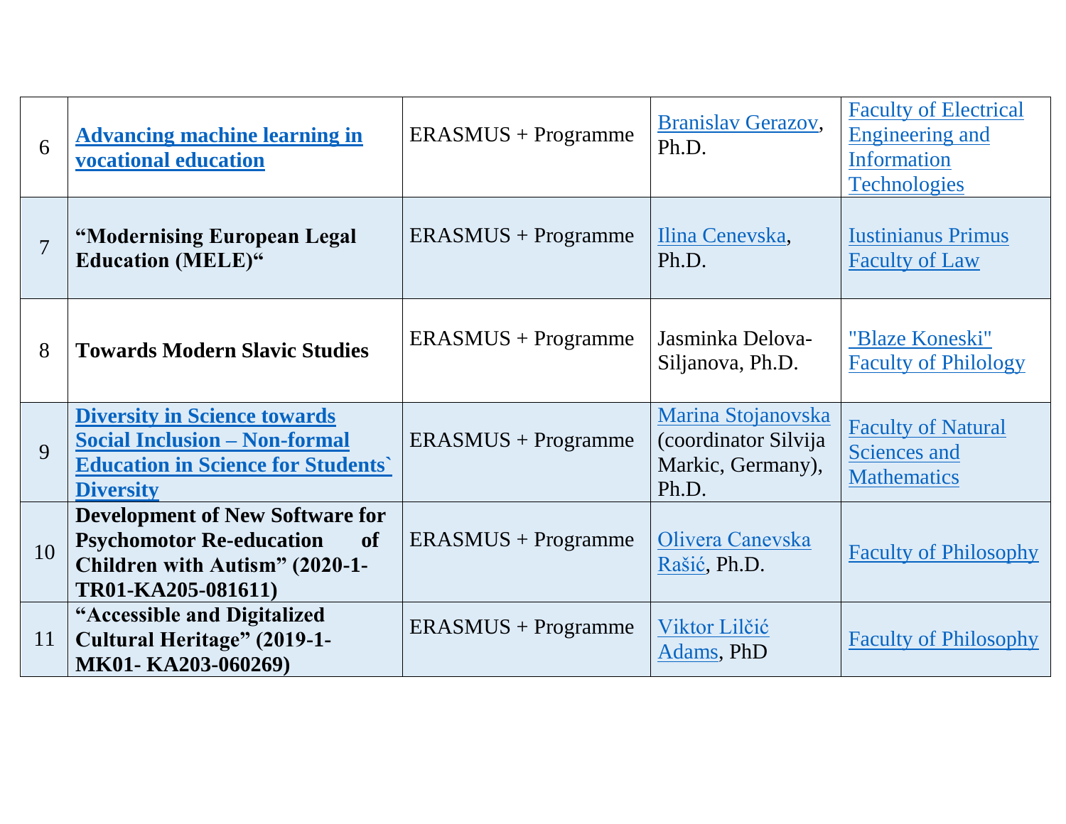| 6 | **Advancing machine learning in vocational education** | ERASMUS + Programme | Branislav Gerazov, Ph.D. | Faculty of Electrical Engineering and Information Technologies |
|---|---|---|---|---|
| 7 | **“Modernising European Legal Education (MELE)“** | ERASMUS + Programme | Ilina Cenevska, Ph.D. | Iustinianus Primus Faculty of Law |
| 8 | **Towards Modern Slavic Studies** | ERASMUS + Programme | Jasminka Delova-Siljanova, Ph.D. | "Blaze Koneski" Faculty of Philology |
| 9 | **Diversity in Science towards Social Inclusion – Non-formal Education in Science for Students` Diversity** | ERASMUS + Programme | Marina Stojanovska (coordinator Silvija Markic, Germany), Ph.D. | Faculty of Natural Sciences and Mathematics |
| 10 | **Development of New Software for Psychomotor Re-education of Children with Autism” (2020-1-TR01-KA205-081611)** | ERASMUS + Programme | Olivera Canevska Rašić, Ph.D. | Faculty of Philosophy |
| 11 | **“Accessible and Digitalized Cultural Heritage” (2019-1-MK01- KA203-060269)** | ERASMUS + Programme | Viktor Lilčić Adams, PhD | Faculty of Philosophy |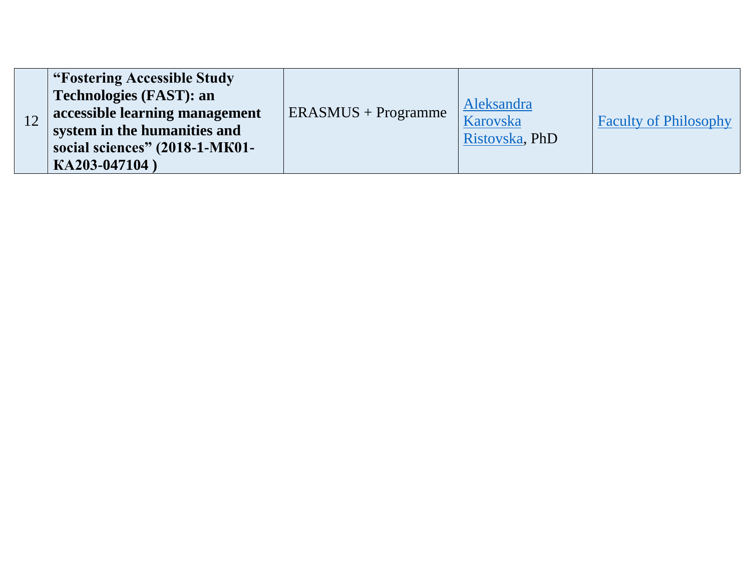| | | | | |
|---|---|---|---|---|
| 12 | **“Fostering Accessible Study Technologies (FAST): an accessible learning management system in the humanities and social sciences” (2018-1-МК01-КА203-047104 )** | ERASMUS + Programme | Aleksandra Karovska Ristovska, PhD | Faculty of Philosophy |